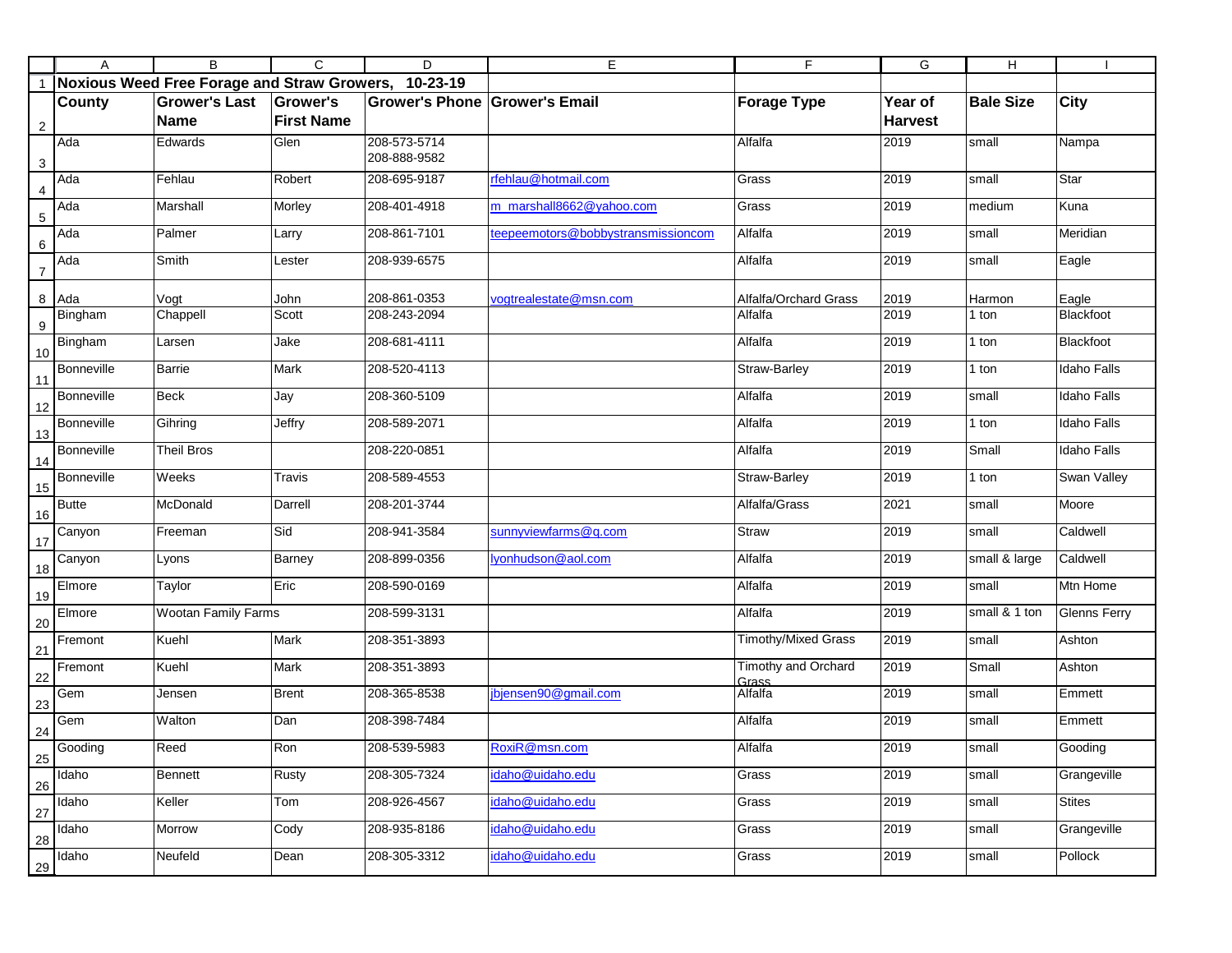# Noxious Weed Free Forage and Straw Growers, 10-23-19

| County | Grower's Last Name | Grower's First Name | Grower's Phone | Grower's Email | Forage Type | Year of Harvest | Bale Size | City |
|---|---|---|---|---|---|---|---|---|
| Ada | Edwards | Glen | 208-573-5714 208-888-9582 | | Alfalfa | 2019 | small | Nampa |
| Ada | Fehlau | Robert | 208-695-9187 | rfehlau@hotmail.com | Grass | 2019 | small | Star |
| Ada | Marshall | Morley | 208-401-4918 | m_marshall8662@yahoo.com | Grass | 2019 | medium | Kuna |
| Ada | Palmer | Larry | 208-861-7101 | teepeemotors@bobbystransmissioncom | Alfalfa | 2019 | small | Meridian |
| Ada | Smith | Lester | 208-939-6575 | | Alfalfa | 2019 | small | Eagle |
| Ada | Vogt | John | 208-861-0353 | vogtrealestate@msn.com | Alfalfa/Orchard Grass | 2019 | Harmon | Eagle |
| Bingham | Chappell | Scott | 208-243-2094 | | Alfalfa | 2019 | 1 ton | Blackfoot |
| Bingham | Larsen | Jake | 208-681-4111 | | Alfalfa | 2019 | 1 ton | Blackfoot |
| Bonneville | Barrie | Mark | 208-520-4113 | | Straw-Barley | 2019 | 1 ton | Idaho Falls |
| Bonneville | Beck | Jay | 208-360-5109 | | Alfalfa | 2019 | small | Idaho Falls |
| Bonneville | Gihring | Jeffry | 208-589-2071 | | Alfalfa | 2019 | 1 ton | Idaho Falls |
| Bonneville | Theil Bros | | 208-220-0851 | | Alfalfa | 2019 | Small | Idaho Falls |
| Bonneville | Weeks | Travis | 208-589-4553 | | Straw-Barley | 2019 | 1 ton | Swan Valley |
| Butte | McDonald | Darrell | 208-201-3744 | | Alfalfa/Grass | 2021 | small | Moore |
| Canyon | Freeman | Sid | 208-941-3584 | sunnyviewfarms@q.com | Straw | 2019 | small | Caldwell |
| Canyon | Lyons | Barney | 208-899-0356 | lyonhudson@aol.com | Alfalfa | 2019 | small & large | Caldwell |
| Elmore | Taylor | Eric | 208-590-0169 | | Alfalfa | 2019 | small | Mtn Home |
| Elmore | Wootan Family Farms | | 208-599-3131 | | Alfalfa | 2019 | small & 1 ton | Glenns Ferry |
| Fremont | Kuehl | Mark | 208-351-3893 | | Timothy/Mixed Grass | 2019 | small | Ashton |
| Fremont | Kuehl | Mark | 208-351-3893 | | Timothy and Orchard Grass | 2019 | Small | Ashton |
| Gem | Jensen | Brent | 208-365-8538 | jbjensen90@gmail.com | Alfalfa | 2019 | small | Emmett |
| Gem | Walton | Dan | 208-398-7484 | | Alfalfa | 2019 | small | Emmett |
| Gooding | Reed | Ron | 208-539-5983 | RoxiR@msn.com | Alfalfa | 2019 | small | Gooding |
| Idaho | Bennett | Rusty | 208-305-7324 | idaho@uidaho.edu | Grass | 2019 | small | Grangeville |
| Idaho | Keller | Tom | 208-926-4567 | idaho@uidaho.edu | Grass | 2019 | small | Stites |
| Idaho | Morrow | Cody | 208-935-8186 | idaho@uidaho.edu | Grass | 2019 | small | Grangeville |
| Idaho | Neufeld | Dean | 208-305-3312 | idaho@uidaho.edu | Grass | 2019 | small | Pollock |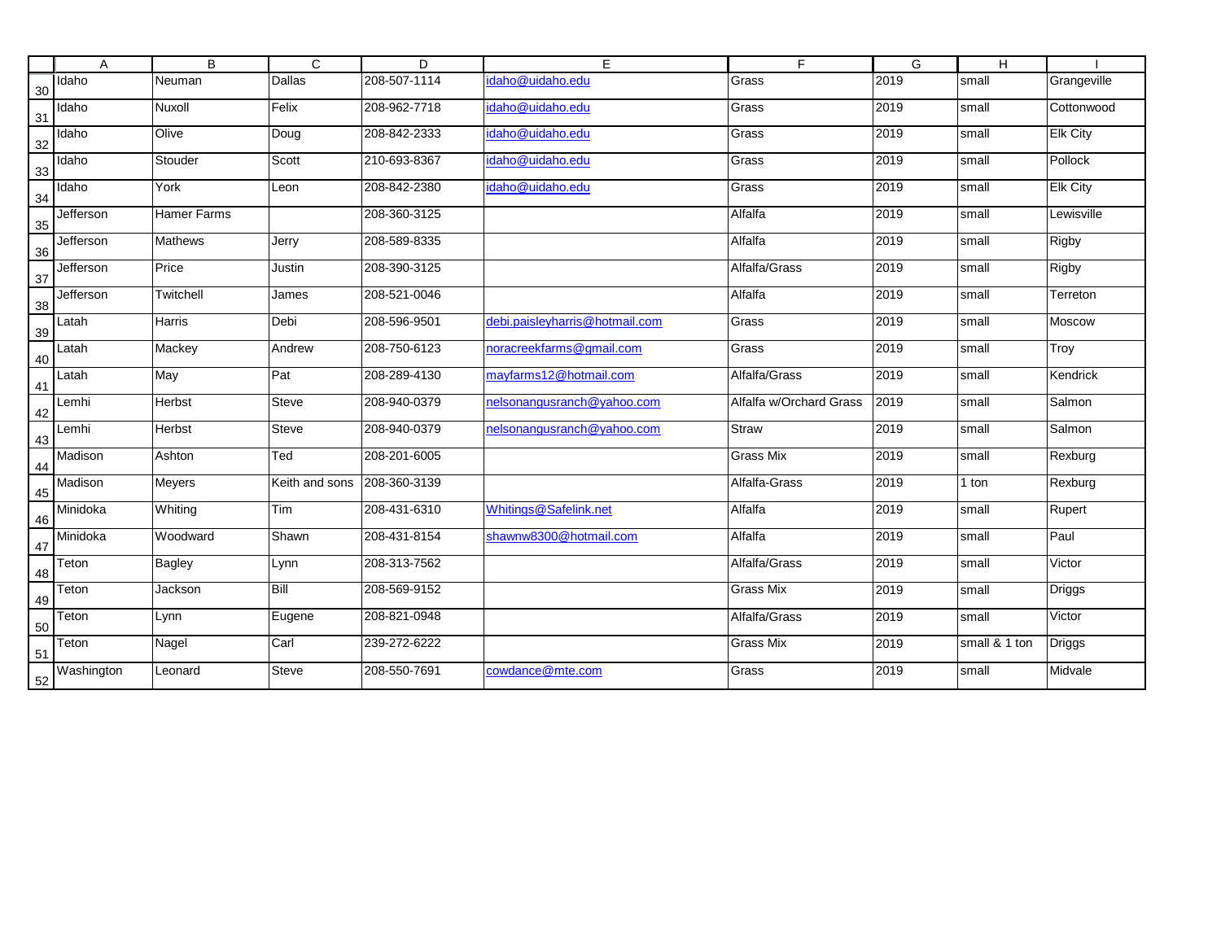| | A | B | C | D | E | F | G | H | I |
|---|---|---|---|---|---|---|---|---|---|
| 30 | Idaho | Neuman | Dallas | 208-507-1114 | idaho@uidaho.edu | Grass | 2019 | small | Grangeville |
| 31 | Idaho | Nuxoll | Felix | 208-962-7718 | idaho@uidaho.edu | Grass | 2019 | small | Cottonwood |
| 32 | Idaho | Olive | Doug | 208-842-2333 | idaho@uidaho.edu | Grass | 2019 | small | Elk City |
| 33 | Idaho | Stouder | Scott | 210-693-8367 | idaho@uidaho.edu | Grass | 2019 | small | Pollock |
| 34 | Idaho | York | Leon | 208-842-2380 | idaho@uidaho.edu | Grass | 2019 | small | Elk City |
| 35 | Jefferson | Hamer Farms | | 208-360-3125 | | Alfalfa | 2019 | small | Lewisville |
| 36 | Jefferson | Mathews | Jerry | 208-589-8335 | | Alfalfa | 2019 | small | Rigby |
| 37 | Jefferson | Price | Justin | 208-390-3125 | | Alfalfa/Grass | 2019 | small | Rigby |
| 38 | Jefferson | Twitchell | James | 208-521-0046 | | Alfalfa | 2019 | small | Terreton |
| 39 | Latah | Harris | Debi | 208-596-9501 | debi.paisleyharris@hotmail.com | Grass | 2019 | small | Moscow |
| 40 | Latah | Mackey | Andrew | 208-750-6123 | noracreekfarms@gmail.com | Grass | 2019 | small | Troy |
| 41 | Latah | May | Pat | 208-289-4130 | mayfarms12@hotmail.com | Alfalfa/Grass | 2019 | small | Kendrick |
| 42 | Lemhi | Herbst | Steve | 208-940-0379 | nelsonangusranch@yahoo.com | Alfalfa w/Orchard Grass | 2019 | small | Salmon |
| 43 | Lemhi | Herbst | Steve | 208-940-0379 | nelsonangusranch@yahoo.com | Straw | 2019 | small | Salmon |
| 44 | Madison | Ashton | Ted | 208-201-6005 | | Grass Mix | 2019 | small | Rexburg |
| 45 | Madison | Meyers | Keith and sons | 208-360-3139 | | Alfalfa-Grass | 2019 | 1 ton | Rexburg |
| 46 | Minidoka | Whiting | Tim | 208-431-6310 | Whitings@Safelink.net | Alfalfa | 2019 | small | Rupert |
| 47 | Minidoka | Woodward | Shawn | 208-431-8154 | shawnw8300@hotmail.com | Alfalfa | 2019 | small | Paul |
| 48 | Teton | Bagley | Lynn | 208-313-7562 | | Alfalfa/Grass | 2019 | small | Victor |
| 49 | Teton | Jackson | Bill | 208-569-9152 | | Grass Mix | 2019 | small | Driggs |
| 50 | Teton | Lynn | Eugene | 208-821-0948 | | Alfalfa/Grass | 2019 | small | Victor |
| 51 | Teton | Nagel | Carl | 239-272-6222 | | Grass Mix | 2019 | small & 1 ton | Driggs |
| 52 | Washington | Leonard | Steve | 208-550-7691 | cowdance@mte.com | Grass | 2019 | small | Midvale |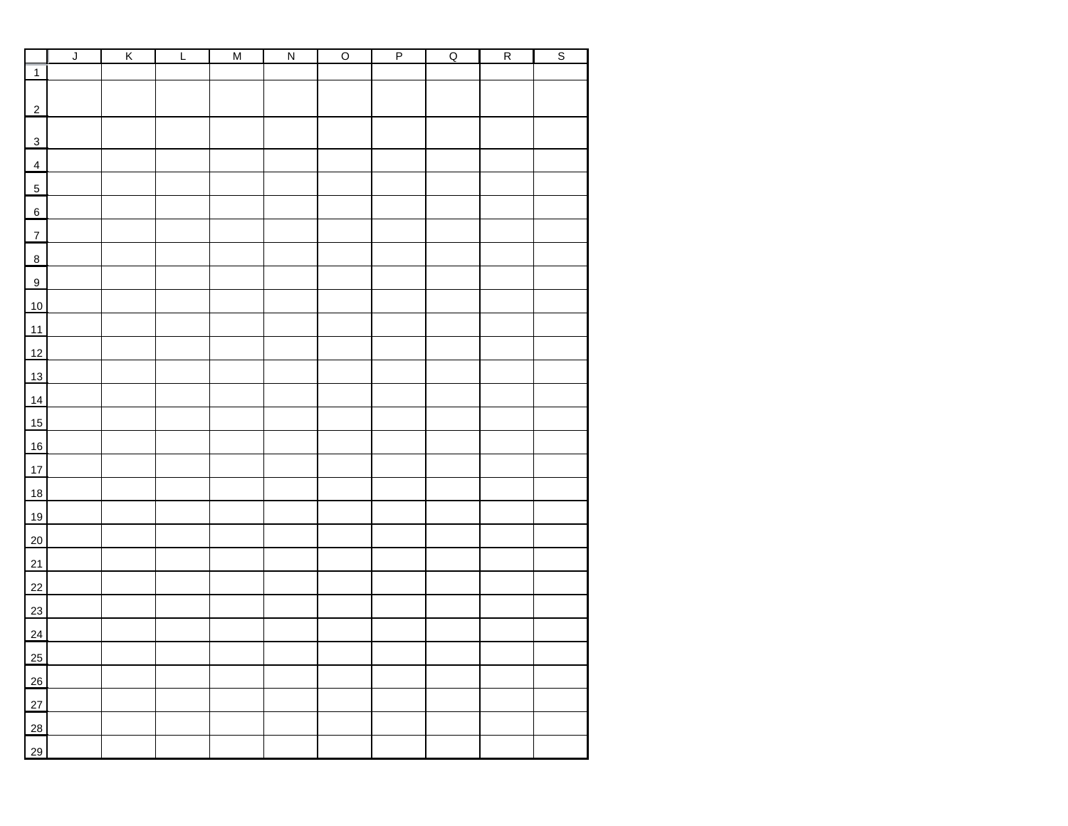| | J | K | L | M | N | O | P | Q | R | S |
|---|---|---|---|---|---|---|---|---|---|---|
| 1 | | | | | | | | | | |
| 2 | | | | | | | | | | |
| 3 | | | | | | | | | | |
| 4 | | | | | | | | | | |
| 5 | | | | | | | | | | |
| 6 | | | | | | | | | | |
| 7 | | | | | | | | | | |
| 8 | | | | | | | | | | |
| 9 | | | | | | | | | | |
| 10 | | | | | | | | | | |
| 11 | | | | | | | | | | |
| 12 | | | | | | | | | | |
| 13 | | | | | | | | | | |
| 14 | | | | | | | | | | |
| 15 | | | | | | | | | | |
| 16 | | | | | | | | | | |
| 17 | | | | | | | | | | |
| 18 | | | | | | | | | | |
| 19 | | | | | | | | | | |
| 20 | | | | | | | | | | |
| 21 | | | | | | | | | | |
| 22 | | | | | | | | | | |
| 23 | | | | | | | | | | |
| 24 | | | | | | | | | | |
| 25 | | | | | | | | | | |
| 26 | | | | | | | | | | |
| 27 | | | | | | | | | | |
| 28 | | | | | | | | | | |
| 29 | | | | | | | | | | |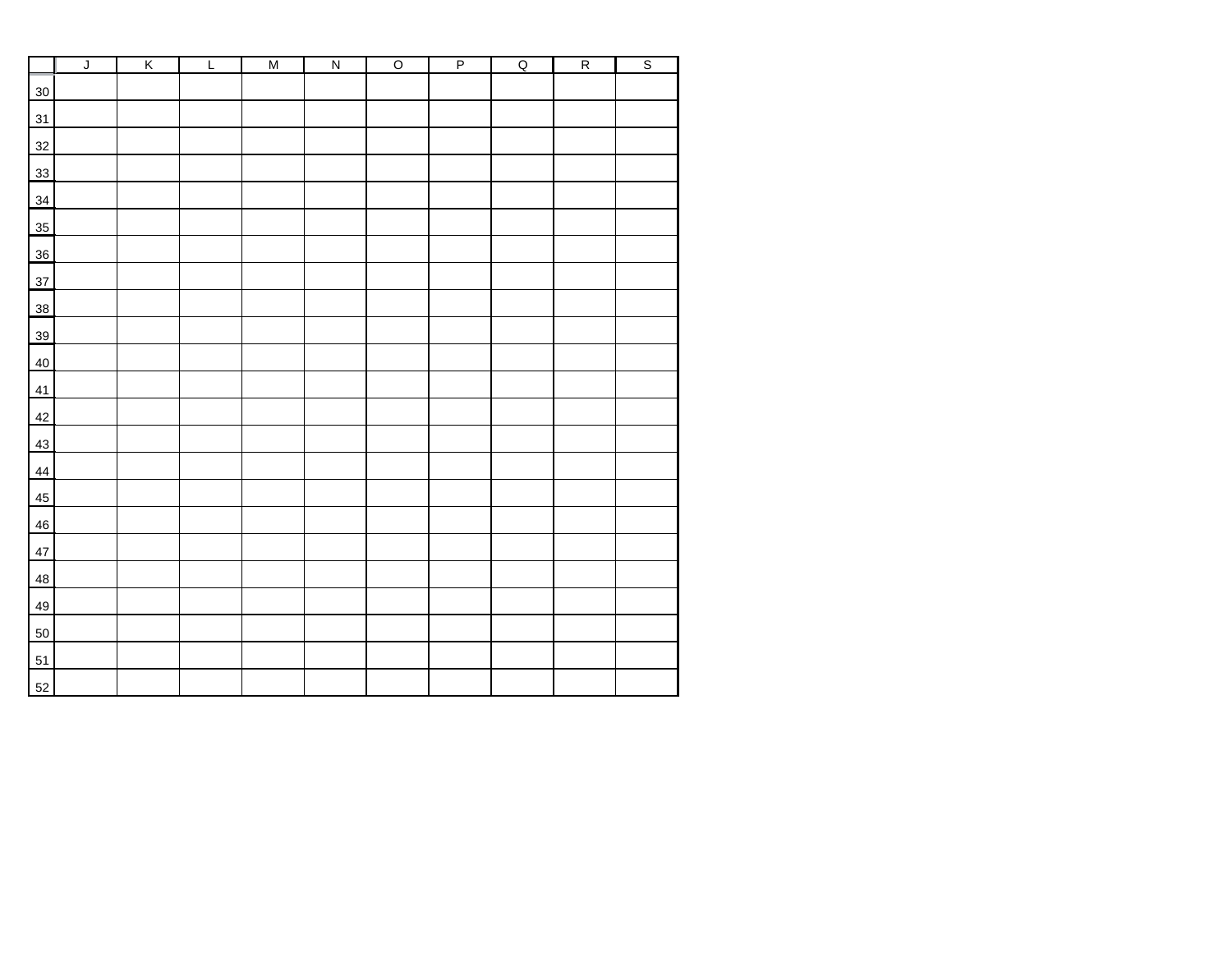| | J | K | L | M | N | O | P | Q | R | S |
|---|---|---|---|---|---|---|---|---|---|---|
| 30 | | | | | | | | | | |
| 31 | | | | | | | | | | |
| 32 | | | | | | | | | | |
| 33 | | | | | | | | | | |
| 34 | | | | | | | | | | |
| 35 | | | | | | | | | | |
| 36 | | | | | | | | | | |
| 37 | | | | | | | | | | |
| 38 | | | | | | | | | | |
| 39 | | | | | | | | | | |
| 40 | | | | | | | | | | |
| 41 | | | | | | | | | | |
| 42 | | | | | | | | | | |
| 43 | | | | | | | | | | |
| 44 | | | | | | | | | | |
| 45 | | | | | | | | | | |
| 46 | | | | | | | | | | |
| 47 | | | | | | | | | | |
| 48 | | | | | | | | | | |
| 49 | | | | | | | | | | |
| 50 | | | | | | | | | | |
| 51 | | | | | | | | | | |
| 52 | | | | | | | | | | |